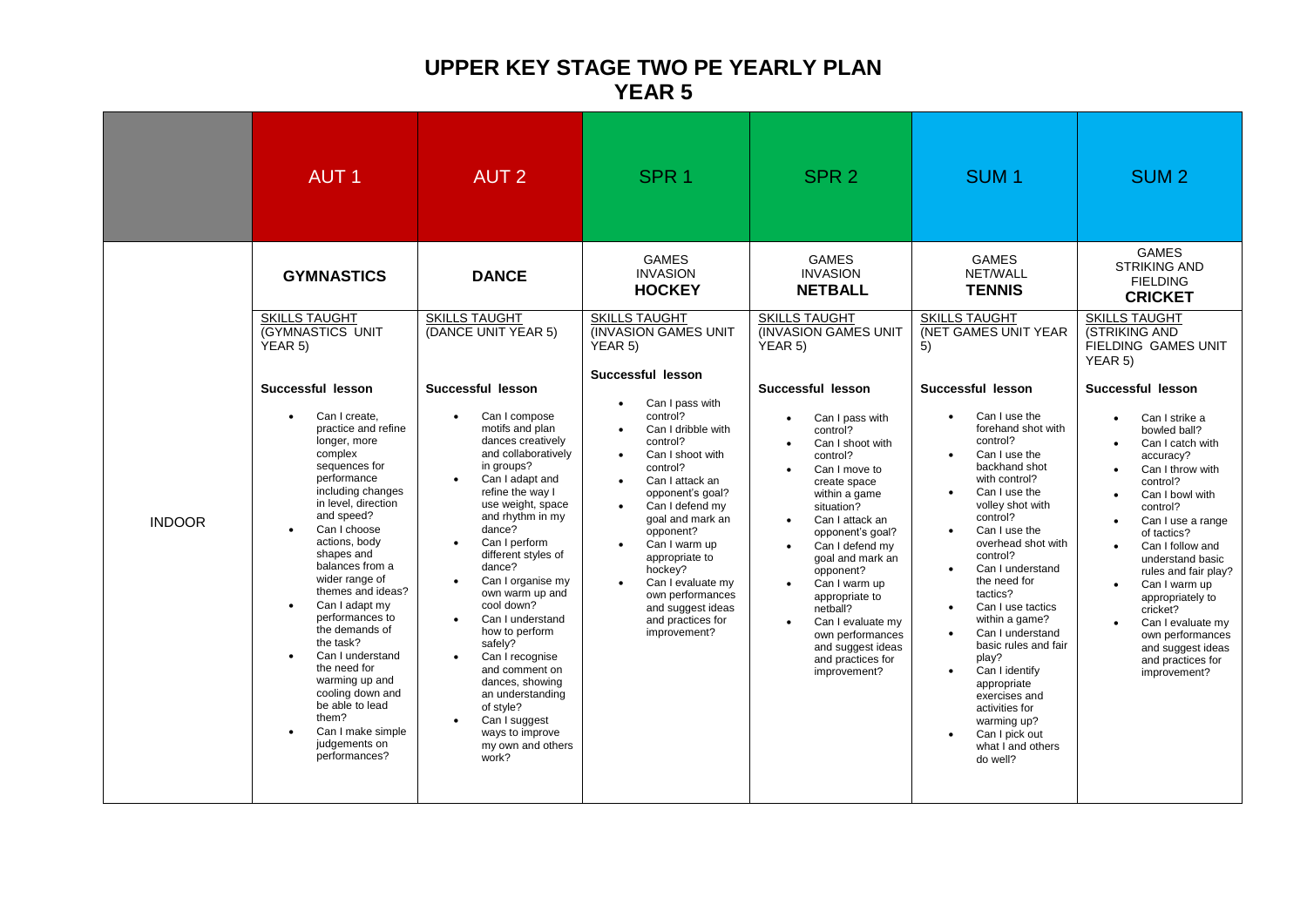# UPPER KEY STAGE TWO PE YEARLY PLAN
## YEAR 5

| | AUT 1 | AUT 2 | SPR 1 | SPR 2 | SUM 1 | SUM 2 |
|---|---|---|---|---|---|---|
| | **GYMNASTICS** | **DANCE** | GAMES<br>INVASION<br>**HOCKEY** | GAMES<br>INVASION<br>**NETBALL** | GAMES<br>NET/WALL<br>**TENNIS** | GAMES<br>STRIKING AND FIELDING<br>**CRICKET** |
| INDOOR | SKILLS TAUGHT<br>(GYMNASTICS UNIT YEAR 5)<br><br>**Successful lesson**<br><br>• Can I create, practice and refine longer, more complex sequences for performance including changes in level, direction and speed?<br>• Can I choose actions, body shapes and balances from a wider range of themes and ideas?<br>• Can I adapt my performances to the demands of the task?<br>• Can I understand the need for warming up and cooling down and be able to lead them?<br>• Can I make simple judgements on performances? | SKILLS TAUGHT<br>(DANCE UNIT YEAR 5)<br><br>**Successful lesson**<br><br>• Can I compose motifs and plan dances creatively and collaboratively in groups?<br>• Can I adapt and refine the way I use weight, space and rhythm in my dance?<br>• Can I perform different styles of dance?<br>• Can I organise my own warm up and cool down?<br>• Can I understand how to perform safely?<br>• Can I recognise and comment on dances, showing an understanding of style?<br>• Can I suggest ways to improve my own and others work? | SKILLS TAUGHT<br>(INVASION GAMES UNIT YEAR 5)<br><br>**Successful lesson**<br><br>• Can I pass with control?<br>• Can I dribble with control?<br>• Can I shoot with control?<br>• Can I attack an opponent's goal?<br>• Can I defend my goal and mark an opponent?<br>• Can I warm up appropriate to hockey?<br>• Can I evaluate my own performances and suggest ideas and practices for improvement? | SKILLS TAUGHT<br>(INVASION GAMES UNIT YEAR 5)<br><br>**Successful lesson**<br><br>• Can I pass with control?<br>• Can I shoot with control?<br>• Can I move to create space within a game situation?<br>• Can I attack an opponent's goal?<br>• Can I defend my goal and mark an opponent?<br>• Can I warm up appropriate to netball?<br>• Can I evaluate my own performances and suggest ideas and practices for improvement? | SKILLS TAUGHT<br>(NET GAMES UNIT YEAR 5)<br><br>**Successful lesson**<br><br>• Can I use the forehand shot with control?<br>• Can I use the backhand shot with control?<br>• Can I use the volley shot with control?<br>• Can I use the overhead shot with control?<br>• Can I understand the need for tactics?<br>• Can I use tactics within a game?<br>• Can I understand basic rules and fair play?<br>• Can I identify appropriate exercises and activities for warming up?<br>• Can I pick out what I and others do well? | SKILLS TAUGHT<br>(STRIKING AND FIELDING GAMES UNIT YEAR 5)<br><br>**Successful lesson**<br><br>• Can I strike a bowled ball?<br>• Can I catch with accuracy?<br>• Can I throw with control?<br>• Can I bowl with control?<br>• Can I use a range of tactics?<br>• Can I follow and understand basic rules and fair play?<br>• Can I warm up appropriately to cricket?<br>• Can I evaluate my own performances and suggest ideas and practices for improvement? |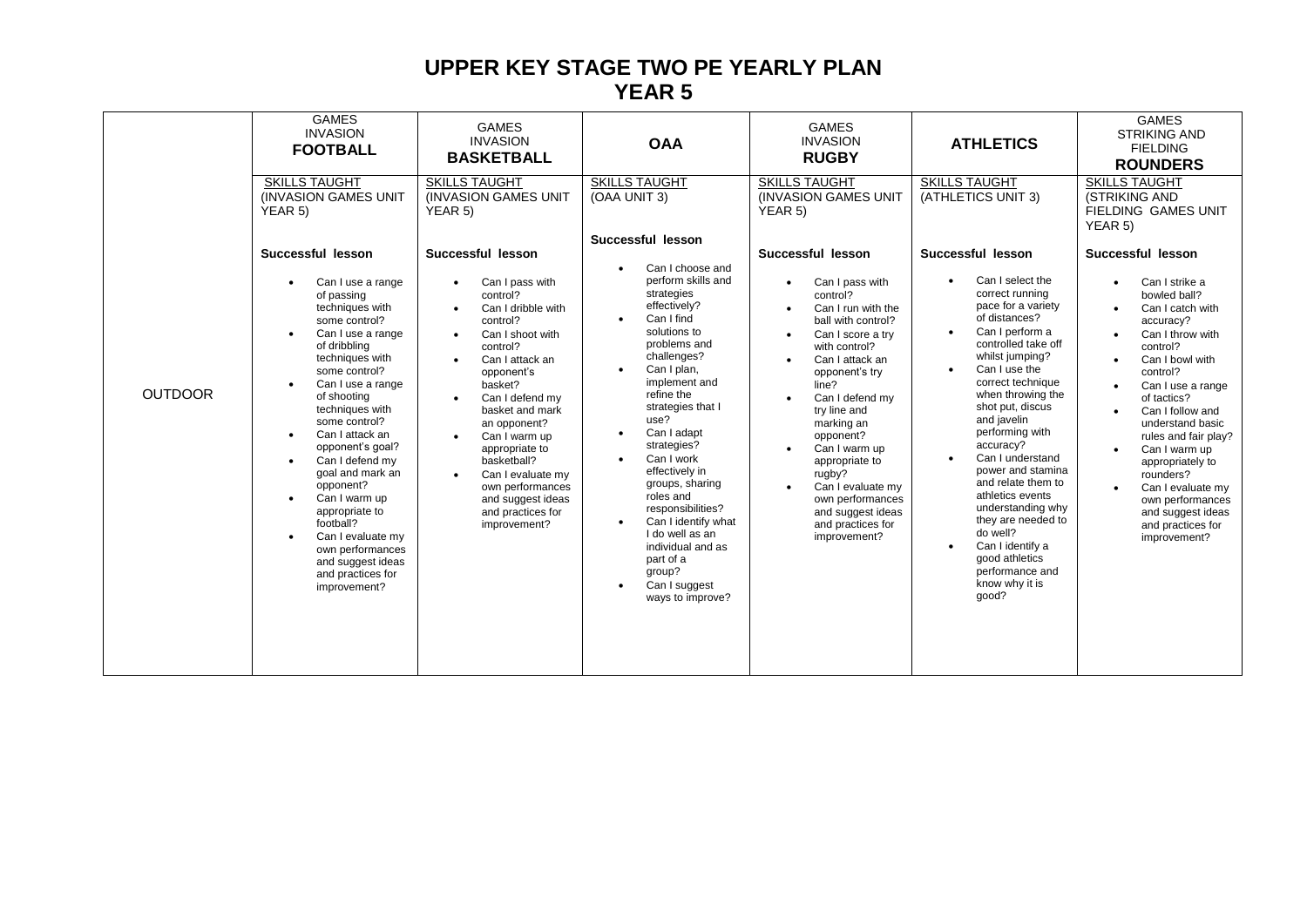# UPPER KEY STAGE TWO PE YEARLY PLAN
## YEAR 5

| | GAMES INVASION **FOOTBALL** | GAMES INVASION **BASKETBALL** | **OAA** | GAMES INVASION **RUGBY** | **ATHLETICS** | GAMES STRIKING AND FIELDING **ROUNDERS** |
|---|---|---|---|---|---|---|
| OUTDOOR | SKILLS TAUGHT (INVASION GAMES UNIT YEAR 5)<br><br>**Successful lesson**<br>• Can I use a range of passing techniques with some control?<br>• Can I use a range of dribbling techniques with some control?<br>• Can I use a range of shooting techniques with some control?<br>• Can I attack an opponent's goal?<br>• Can I defend my goal and mark an opponent?<br>• Can I warm up appropriate to football?<br>• Can I evaluate my own performances and suggest ideas and practices for improvement? | SKILLS TAUGHT (INVASION GAMES UNIT YEAR 5)<br><br>**Successful lesson**<br>• Can I pass with control?<br>• Can I dribble with control?<br>• Can I shoot with control?<br>• Can I attack an opponent's basket?<br>• Can I defend my basket and mark an opponent?<br>• Can I warm up appropriate to basketball?<br>• Can I evaluate my own performances and suggest ideas and practices for improvement? | SKILLS TAUGHT (OAA UNIT 3)<br><br>**Successful lesson**<br>• Can I choose and perform skills and strategies effectively?<br>• Can I find solutions to problems and challenges?<br>• Can I plan, implement and refine the strategies that I use?<br>• Can I adapt strategies?<br>• Can I work effectively in groups, sharing roles and responsibilities?<br>• Can I identify what I do well as an individual and as part of a group?<br>• Can I suggest ways to improve? | SKILLS TAUGHT (INVASION GAMES UNIT YEAR 5)<br><br>**Successful lesson**<br>• Can I pass with control?<br>• Can I run with the ball with control?<br>• Can I score a try with control?<br>• Can I attack an opponent's try line?<br>• Can I defend my try line and marking an opponent?<br>• Can I warm up appropriate to rugby?<br>• Can I evaluate my own performances and suggest ideas and practices for improvement? | SKILLS TAUGHT (ATHLETICS UNIT 3)<br><br>**Successful lesson**<br>• Can I select the correct running pace for a variety of distances?<br>• Can I perform a controlled take off whilst jumping?<br>• Can I use the correct technique when throwing the shot put, discus and javelin performing with accuracy?<br>• Can I understand power and stamina and relate them to athletics events understanding why they are needed to do well?<br>• Can I identify a good athletics performance and know why it is good? | SKILLS TAUGHT (STRIKING AND FIELDING GAMES UNIT YEAR 5)<br><br>**Successful lesson**<br>• Can I strike a bowled ball?<br>• Can I catch with accuracy?<br>• Can I throw with control?<br>• Can I bowl with control?<br>• Can I use a range of tactics?<br>• Can I follow and understand basic rules and fair play?<br>• Can I warm up appropriately to rounders?<br>• Can I evaluate my own performances and suggest ideas and practices for improvement? |